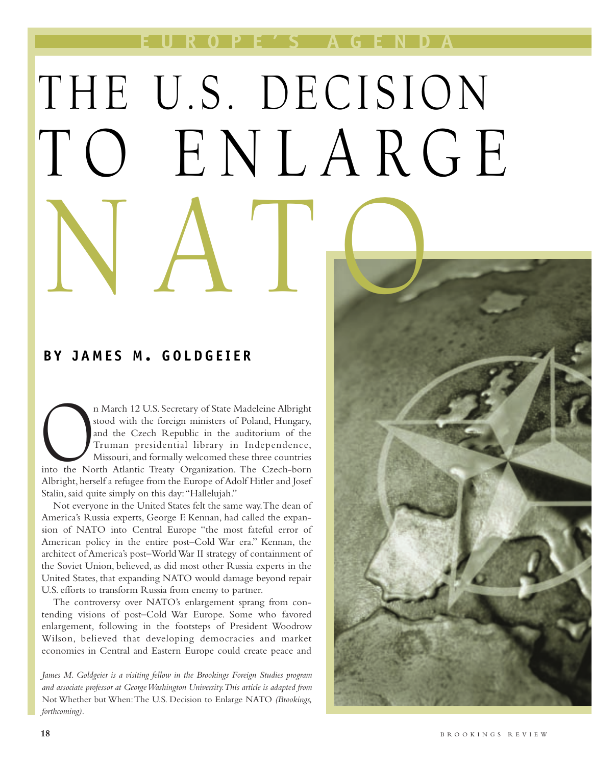EUROPE'S AGENDA

# THE U.S. DECISION TO ENLARGE NATO

## BY JAMES M. GOLDGEIER

On March 12 U.S. Secretary of State Madeleine Albright stood with the foreign ministers of Poland, Hungary, and the Czech Republic in the auditorium of the Truman presidential library in Independence, Missouri, and formally welcomed these three countries into the North Atlantic Treaty Organization. The Czech-born Albright, herself a refugee from the Europe of Adolf Hitler and Josef Stalin, said quite simply on this day: "Hallelujah."

Not everyone in the United States felt the same way. The dean of America's Russia experts, George F. Kennan, had called the expansion of NATO into Central Europe "the most fateful error of American policy in the entire post–Cold War era." Kennan, the architect of America's post–World War II strategy of containment of the Soviet Union, believed, as did most other Russia experts in the United States, that expanding NATO would damage beyond repair U.S. efforts to transform Russia from enemy to partner.

The controversy over NATO's enlargement sprang from contending visions of post–Cold War Europe. Some who favored enlargement, following in the footsteps of President Woodrow Wilson, believed that developing democracies and market economies in Central and Eastern Europe could create peace and

*James M. Goldgeier is a visiting fellow in the Brookings Foreign Studies program and associate professor at George Washington University. This article is adapted from* Not Whether but When: The U.S. Decision to Enlarge NATO *(Brookings, forthcoming).*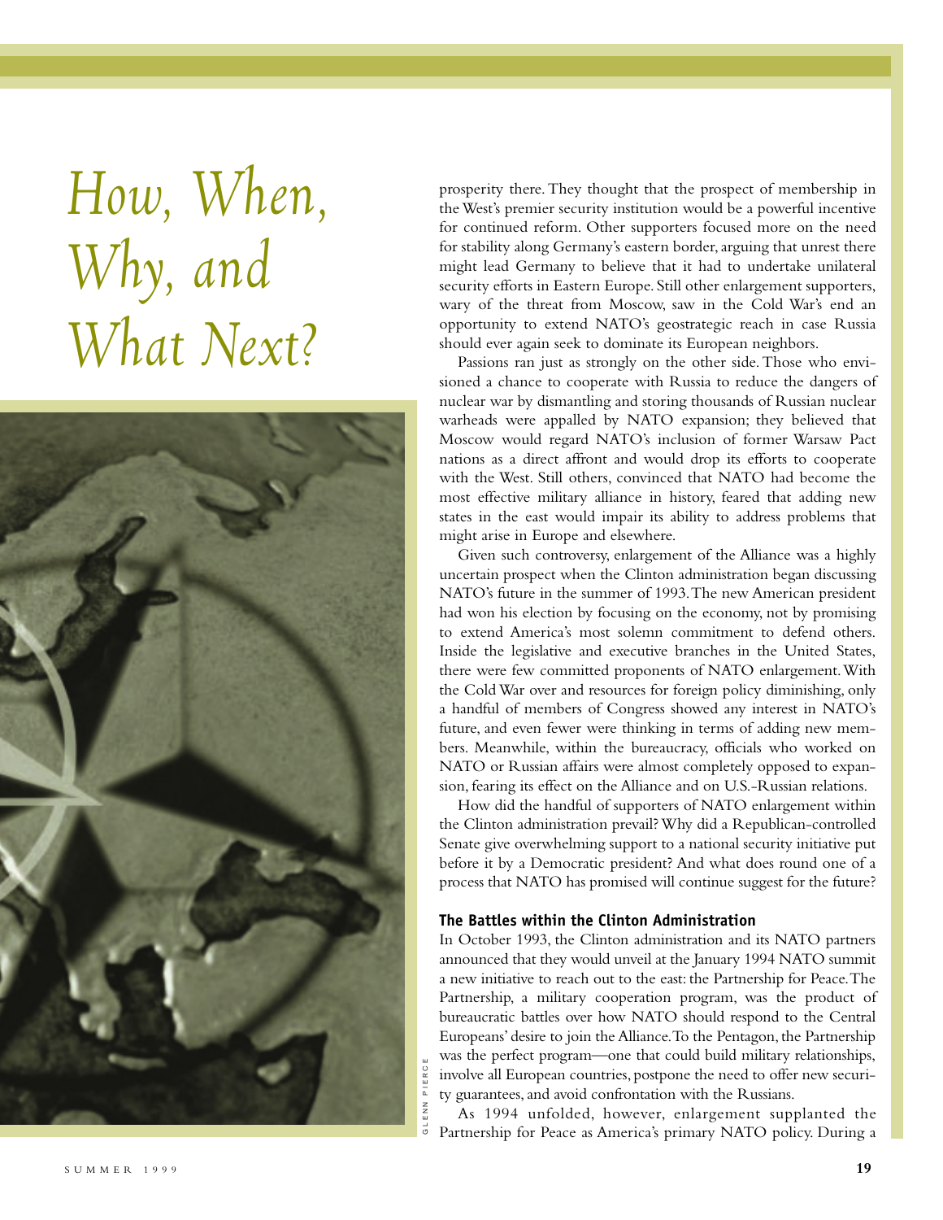# How, When, Why, and What Next?

prosperity there. They thought that the prospect of membership in the West's premier security institution would be a powerful incentive for continued reform. Other supporters focused more on the need for stability along Germany's eastern border, arguing that unrest there might lead Germany to believe that it had to undertake unilateral security efforts in Eastern Europe. Still other enlargement supporters, wary of the threat from Moscow, saw in the Cold War's end an opportunity to extend NATO's geostrategic reach in case Russia should ever again seek to dominate its European neighbors.

Passions ran just as strongly on the other side. Those who envisioned a chance to cooperate with Russia to reduce the dangers of nuclear war by dismantling and storing thousands of Russian nuclear warheads were appalled by NATO expansion; they believed that Moscow would regard NATO's inclusion of former Warsaw Pact nations as a direct affront and would drop its efforts to cooperate with the West. Still others, convinced that NATO had become the most effective military alliance in history, feared that adding new states in the east would impair its ability to address problems that might arise in Europe and elsewhere.

Given such controversy, enlargement of the Alliance was a highly uncertain prospect when the Clinton administration began discussing NATO's future in the summer of 1993. The new American president had won his election by focusing on the economy, not by promising to extend America's most solemn commitment to defend others. Inside the legislative and executive branches in the United States, there were few committed proponents of NATO enlargement. With the Cold War over and resources for foreign policy diminishing, only a handful of members of Congress showed any interest in NATO's future, and even fewer were thinking in terms of adding new members. Meanwhile, within the bureaucracy, officials who worked on NATO or Russian affairs were almost completely opposed to expansion, fearing its effect on the Alliance and on U.S.-Russian relations.

How did the handful of supporters of NATO enlargement within the Clinton administration prevail? Why did a Republican-controlled Senate give overwhelming support to a national security initiative put before it by a Democratic president? And what does round one of a process that NATO has promised will continue suggest for the future?

### The Battles within the Clinton Administration

In October 1993, the Clinton administration and its NATO partners announced that they would unveil at the January 1994 NATO summit a new initiative to reach out to the east: the Partnership for Peace. The Partnership, a military cooperation program, was the product of bureaucratic battles over how NATO should respond to the Central Europeans' desire to join the Alliance. To the Pentagon, the Partnership was the perfect program—one that could build military relationships, involve all European countries, postpone the need to offer new security guarantees, and avoid confrontation with the Russians.

As 1994 unfolded, however, enlargement supplanted the Partnership for Peace as America's primary NATO policy. During a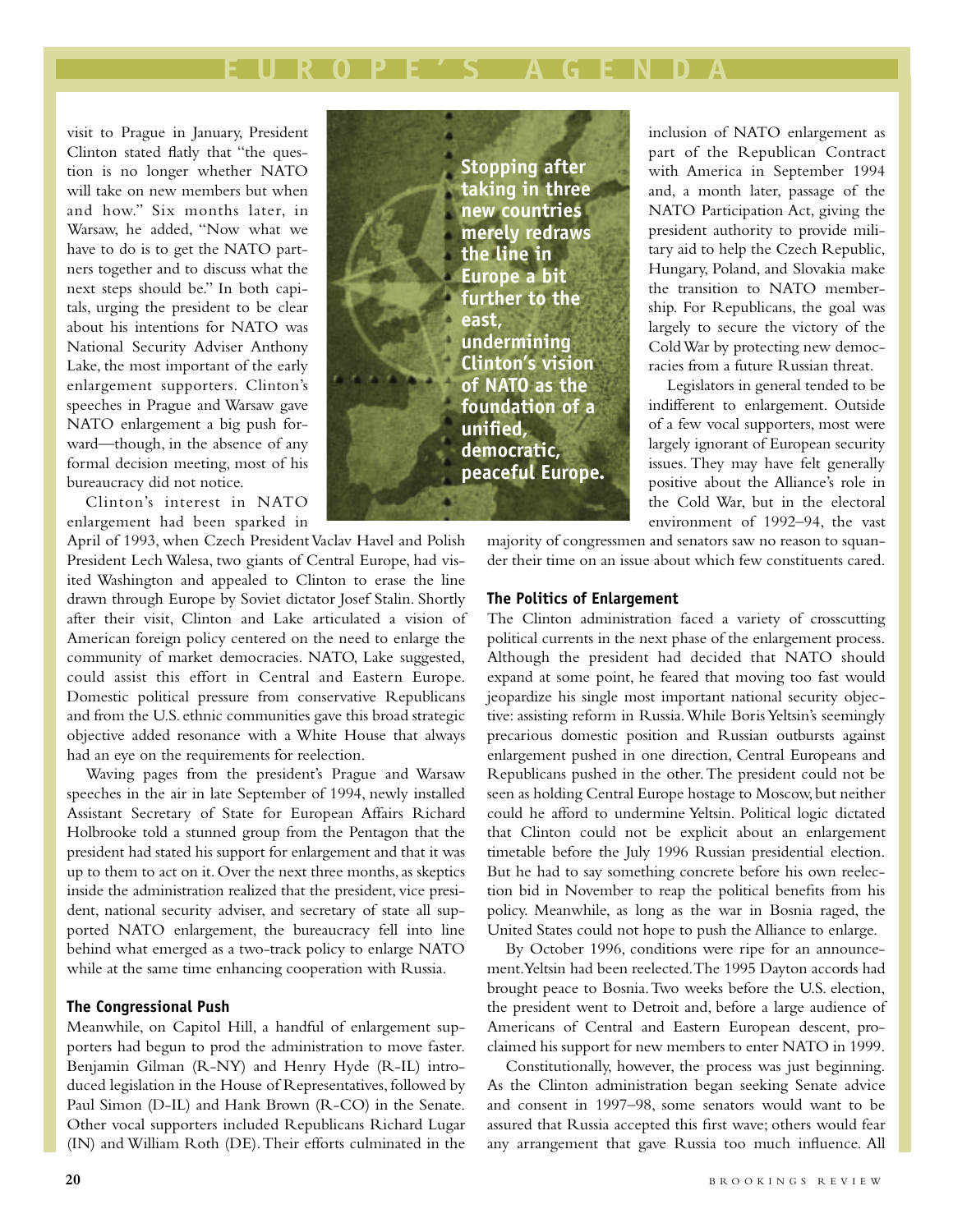visit to Prague in January, President Clinton stated flatly that "the question is no longer whether NATO will take on new members but when and how." Six months later, in Warsaw, he added, "Now what we have to do is to get the NATO partners together and to discuss what the next steps should be." In both capitals, urging the president to be clear about his intentions for NATO was National Security Adviser Anthony Lake, the most important of the early enlargement supporters. Clinton's speeches in Prague and Warsaw gave NATO enlargement a big push forward—though, in the absence of any formal decision meeting, most of his bureaucracy did not notice.

**Stopping after taking in three new countries merely redraws the line in Europe a bit further to the east, undermining Clinton's vision of NATO as the foundation of a unified, democratic, peaceful Europe.**

Clinton's interest in NATO enlargement had been sparked in April of 1993, when Czech President Vaclav Havel and Polish President Lech Walesa, two giants of Central Europe, had visited Washington and appealed to Clinton to erase the line drawn through Europe by Soviet dictator Josef Stalin. Shortly after their visit, Clinton and Lake articulated a vision of American foreign policy centered on the need to enlarge the community of market democracies. NATO, Lake suggested, could assist this effort in Central and Eastern Europe. Domestic political pressure from conservative Republicans and from the U.S. ethnic communities gave this broad strategic objective added resonance with a White House that always had an eye on the requirements for reelection.

Waving pages from the president's Prague and Warsaw speeches in the air in late September of 1994, newly installed Assistant Secretary of State for European Affairs Richard Holbrooke told a stunned group from the Pentagon that the president had stated his support for enlargement and that it was up to them to act on it. Over the next three months, as skeptics inside the administration realized that the president, vice president, national security adviser, and secretary of state all supported NATO enlargement, the bureaucracy fell into line behind what emerged as a two-track policy to enlarge NATO while at the same time enhancing cooperation with Russia.

### The Congressional Push

Meanwhile, on Capitol Hill, a handful of enlargement supporters had begun to prod the administration to move faster. Benjamin Gilman (R-NY) and Henry Hyde (R-IL) introduced legislation in the House of Representatives, followed by Paul Simon (D-IL) and Hank Brown (R-CO) in the Senate. Other vocal supporters included Republicans Richard Lugar (IN) and William Roth (DE). Their efforts culminated in the inclusion of NATO enlargement as part of the Republican Contract with America in September 1994 and, a month later, passage of the NATO Participation Act, giving the president authority to provide military aid to help the Czech Republic, Hungary, Poland, and Slovakia make the transition to NATO membership. For Republicans, the goal was largely to secure the victory of the Cold War by protecting new democracies from a future Russian threat.

Legislators in general tended to be indifferent to enlargement. Outside of a few vocal supporters, most were largely ignorant of European security issues. They may have felt generally positive about the Alliance's role in the Cold War, but in the electoral environment of 1992–94, the vast majority of congressmen and senators saw no reason to squander their time on an issue about which few constituents cared.

### The Politics of Enlargement

The Clinton administration faced a variety of crosscutting political currents in the next phase of the enlargement process. Although the president had decided that NATO should expand at some point, he feared that moving too fast would jeopardize his single most important national security objective: assisting reform in Russia. While Boris Yeltsin's seemingly precarious domestic position and Russian outbursts against enlargement pushed in one direction, Central Europeans and Republicans pushed in the other. The president could not be seen as holding Central Europe hostage to Moscow, but neither could he afford to undermine Yeltsin. Political logic dictated that Clinton could not be explicit about an enlargement timetable before the July 1996 Russian presidential election. But he had to say something concrete before his own reelection bid in November to reap the political benefits from his policy. Meanwhile, as long as the war in Bosnia raged, the United States could not hope to push the Alliance to enlarge.

By October 1996, conditions were ripe for an announcement. Yeltsin had been reelected. The 1995 Dayton accords had brought peace to Bosnia. Two weeks before the U.S. election, the president went to Detroit and, before a large audience of Americans of Central and Eastern European descent, proclaimed his support for new members to enter NATO in 1999.

Constitutionally, however, the process was just beginning. As the Clinton administration began seeking Senate advice and consent in 1997–98, some senators would want to be assured that Russia accepted this first wave; others would fear any arrangement that gave Russia too much influence. All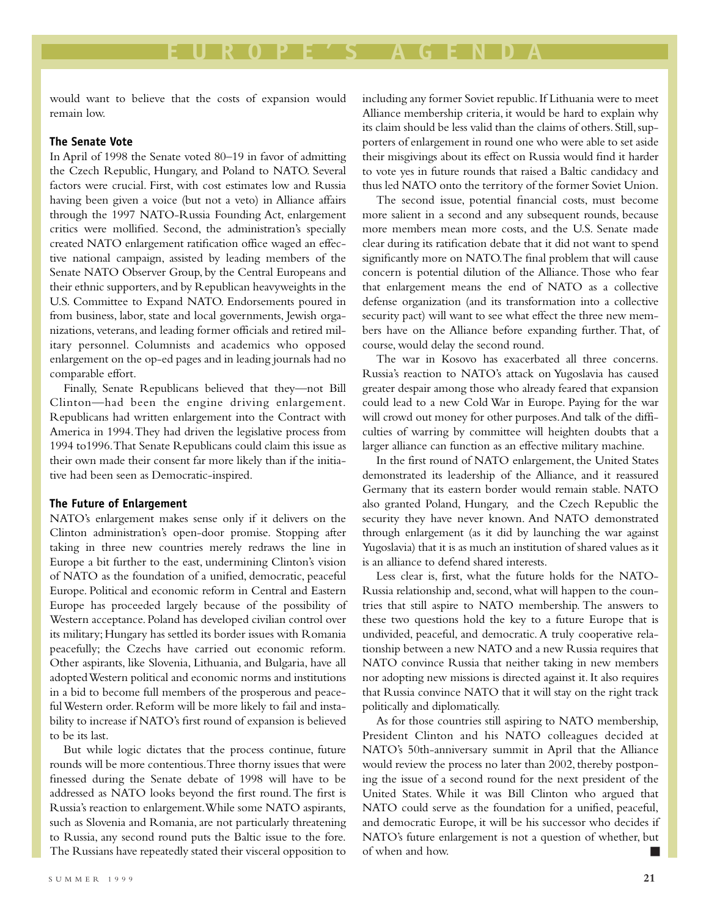would want to believe that the costs of expansion would remain low.

### The Senate Vote

In April of 1998 the Senate voted 80–19 in favor of admitting the Czech Republic, Hungary, and Poland to NATO. Several factors were crucial. First, with cost estimates low and Russia having been given a voice (but not a veto) in Alliance affairs through the 1997 NATO-Russia Founding Act, enlargement critics were mollified. Second, the administration's specially created NATO enlargement ratification office waged an effective national campaign, assisted by leading members of the Senate NATO Observer Group, by the Central Europeans and their ethnic supporters, and by Republican heavyweights in the U.S. Committee to Expand NATO. Endorsements poured in from business, labor, state and local governments, Jewish organizations, veterans, and leading former officials and retired military personnel. Columnists and academics who opposed enlargement on the op-ed pages and in leading journals had no comparable effort.

Finally, Senate Republicans believed that they—not Bill Clinton—had been the engine driving enlargement. Republicans had written enlargement into the Contract with America in 1994. They had driven the legislative process from 1994 to1996. That Senate Republicans could claim this issue as their own made their consent far more likely than if the initiative had been seen as Democratic-inspired.

### The Future of Enlargement

NATO's enlargement makes sense only if it delivers on the Clinton administration's open-door promise. Stopping after taking in three new countries merely redraws the line in Europe a bit further to the east, undermining Clinton's vision of NATO as the foundation of a unified, democratic, peaceful Europe. Political and economic reform in Central and Eastern Europe has proceeded largely because of the possibility of Western acceptance. Poland has developed civilian control over its military; Hungary has settled its border issues with Romania peacefully; the Czechs have carried out economic reform. Other aspirants, like Slovenia, Lithuania, and Bulgaria, have all adopted Western political and economic norms and institutions in a bid to become full members of the prosperous and peaceful Western order. Reform will be more likely to fail and instability to increase if NATO's first round of expansion is believed to be its last.

But while logic dictates that the process continue, future rounds will be more contentious. Three thorny issues that were finessed during the Senate debate of 1998 will have to be addressed as NATO looks beyond the first round. The first is Russia's reaction to enlargement. While some NATO aspirants, such as Slovenia and Romania, are not particularly threatening to Russia, any second round puts the Baltic issue to the fore. The Russians have repeatedly stated their visceral opposition to including any former Soviet republic. If Lithuania were to meet Alliance membership criteria, it would be hard to explain why its claim should be less valid than the claims of others. Still, supporters of enlargement in round one who were able to set aside their misgivings about its effect on Russia would find it harder to vote yes in future rounds that raised a Baltic candidacy and thus led NATO onto the territory of the former Soviet Union.

The second issue, potential financial costs, must become more salient in a second and any subsequent rounds, because more members mean more costs, and the U.S. Senate made clear during its ratification debate that it did not want to spend significantly more on NATO. The final problem that will cause concern is potential dilution of the Alliance. Those who fear that enlargement means the end of NATO as a collective defense organization (and its transformation into a collective security pact) will want to see what effect the three new members have on the Alliance before expanding further. That, of course, would delay the second round.

The war in Kosovo has exacerbated all three concerns. Russia's reaction to NATO's attack on Yugoslavia has caused greater despair among those who already feared that expansion could lead to a new Cold War in Europe. Paying for the war will crowd out money for other purposes. And talk of the difficulties of warring by committee will heighten doubts that a larger alliance can function as an effective military machine.

In the first round of NATO enlargement, the United States demonstrated its leadership of the Alliance, and it reassured Germany that its eastern border would remain stable. NATO also granted Poland, Hungary, and the Czech Republic the security they have never known. And NATO demonstrated through enlargement (as it did by launching the war against Yugoslavia) that it is as much an institution of shared values as it is an alliance to defend shared interests.

Less clear is, first, what the future holds for the NATO-Russia relationship and, second, what will happen to the countries that still aspire to NATO membership. The answers to these two questions hold the key to a future Europe that is undivided, peaceful, and democratic. A truly cooperative relationship between a new NATO and a new Russia requires that NATO convince Russia that neither taking in new members nor adopting new missions is directed against it. It also requires that Russia convince NATO that it will stay on the right track politically and diplomatically.

As for those countries still aspiring to NATO membership, President Clinton and his NATO colleagues decided at NATO's 50th-anniversary summit in April that the Alliance would review the process no later than 2002, thereby postponing the issue of a second round for the next president of the United States. While it was Bill Clinton who argued that NATO could serve as the foundation for a unified, peaceful, and democratic Europe, it will be his successor who decides if NATO's future enlargement is not a question of whether, but of when and how. ■